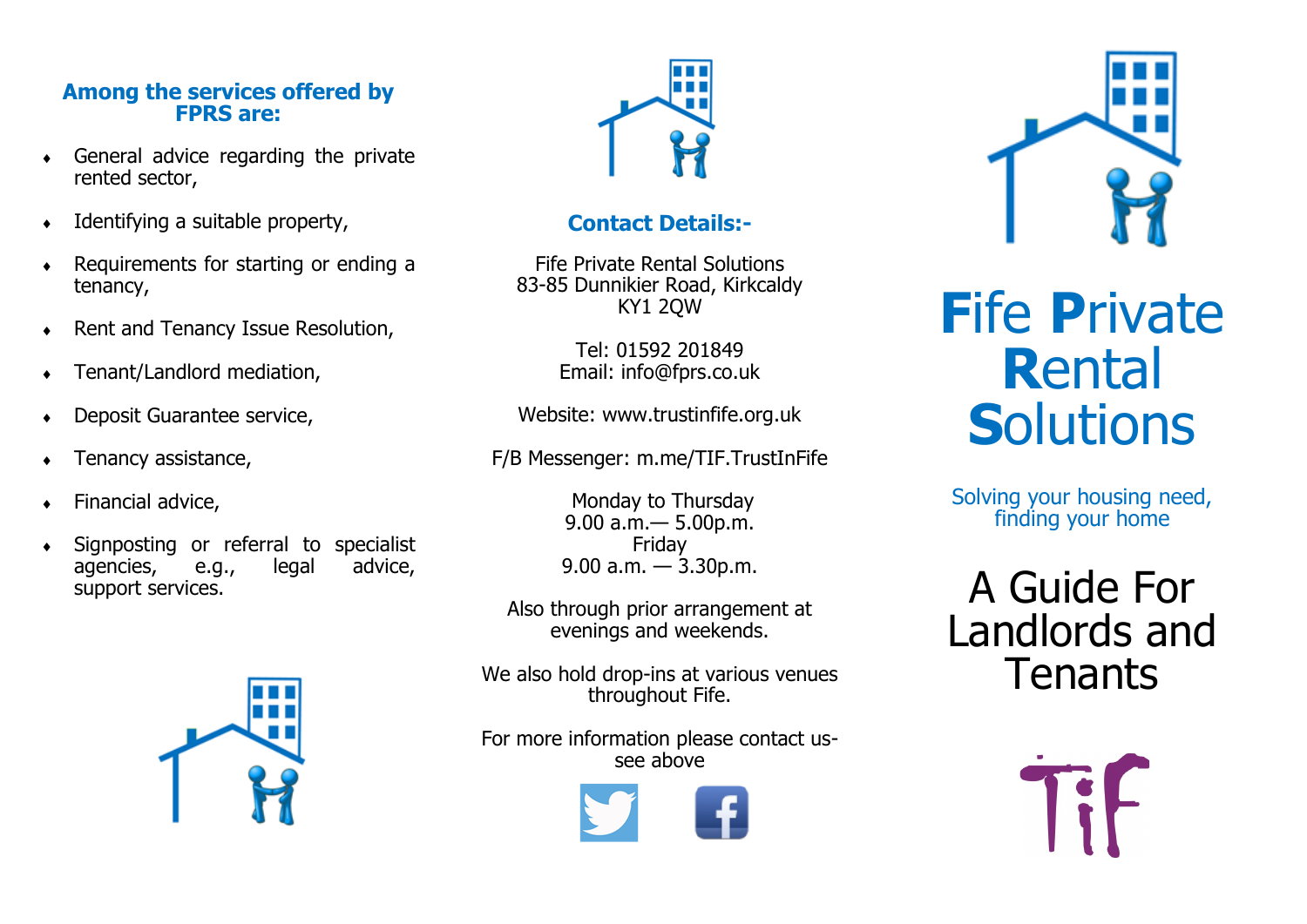### Among the services offered by FPRS are:

- General advice regarding the private rented sector,
- Identifying a suitable property,
- Requirements for starting or ending a tenancy,
- Rent and Tenancy Issue Resolution,
- Tenant/Landlord mediation,
- Deposit Guarantee service,
- Tenancy assistance,
- Financial advice,
- Signposting or referral to specialist agencies, e.g., legal advice, support services.

### Contact Details:-

Fife Private Rental Solutions
83-85 Dunnikier Road, Kirkcaldy
KY1 2QW

Tel: 01592 201849
Email: info@fprs.co.uk

Website: www.trustinfife.org.uk

F/B Messenger: m.me/TIF.TrustInFife

Monday to Thursday
9.00 a.m.— 5.00p.m.
Friday
9.00 a.m. — 3.30p.m.

Also through prior arrangement at evenings and weekends.

We also hold drop-ins at various venues throughout Fife.

For more information please contact us- see above

# Fife Private Rental Solutions

Solving your housing need, finding your home

## A Guide For Landlords and Tenants

TiF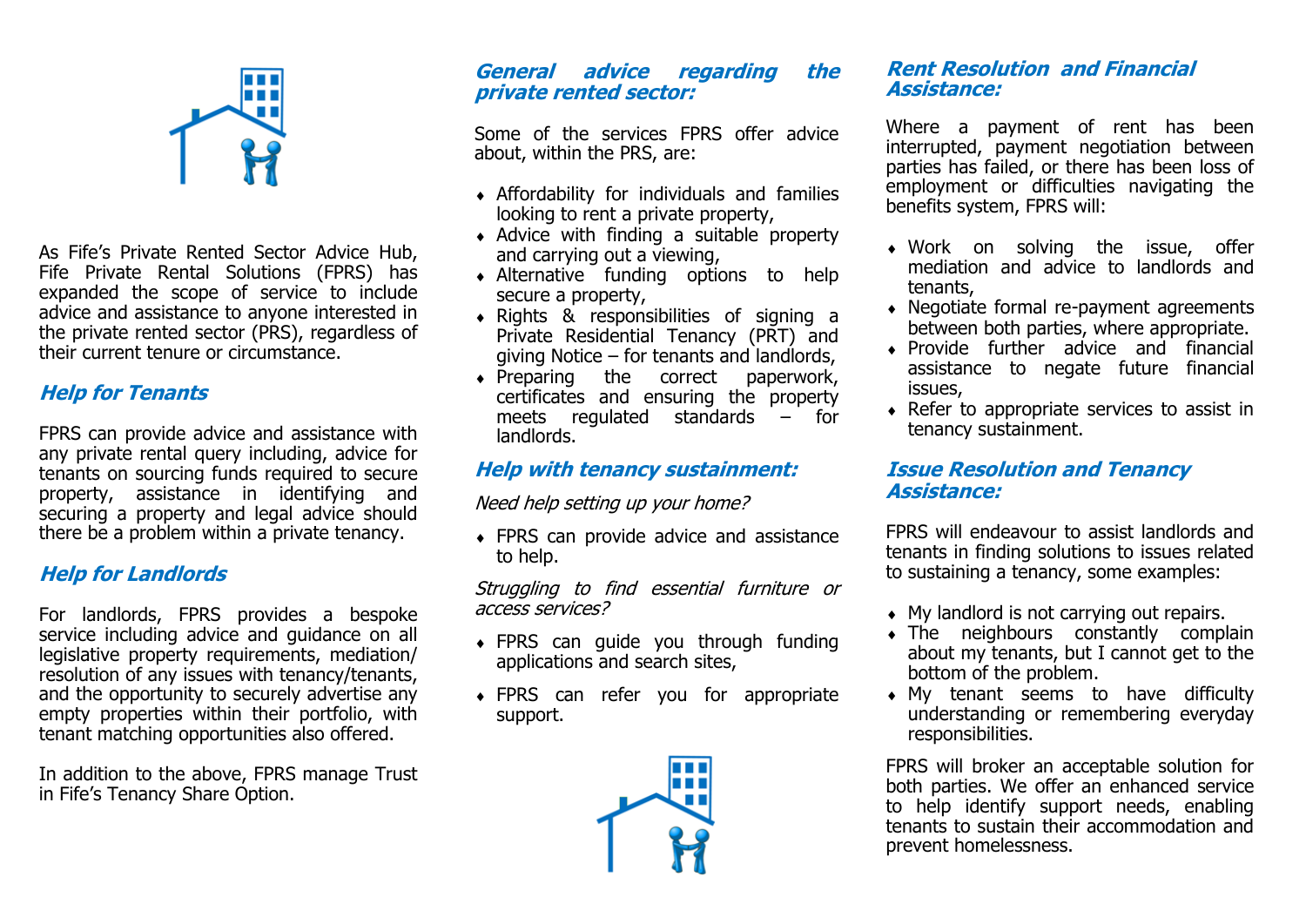As Fife's Private Rented Sector Advice Hub, Fife Private Rental Solutions (FPRS) has expanded the scope of service to include advice and assistance to anyone interested in the private rented sector (PRS), regardless of their current tenure or circumstance.

## *Help for Tenants*

FPRS can provide advice and assistance with any private rental query including, advice for tenants on sourcing funds required to secure property, assistance in identifying and securing a property and legal advice should there be a problem within a private tenancy.

## *Help for Landlords*

For landlords, FPRS provides a bespoke service including advice and guidance on all legislative property requirements, mediation/ resolution of any issues with tenancy/tenants, and the opportunity to securely advertise any empty properties within their portfolio, with tenant matching opportunities also offered.

In addition to the above, FPRS manage Trust in Fife's Tenancy Share Option.

## *General advice regarding the private rented sector:*

Some of the services FPRS offer advice about, within the PRS, are:

- Affordability for individuals and families looking to rent a private property,
- Advice with finding a suitable property and carrying out a viewing,
- Alternative funding options to help secure a property,
- Rights & responsibilities of signing a Private Residential Tenancy (PRT) and giving Notice – for tenants and landlords,
- Preparing the correct paperwork, certificates and ensuring the property meets regulated standards – for landlords.

## *Help with tenancy sustainment:*

*Need help setting up your home?*

- FPRS can provide advice and assistance to help.

*Struggling to find essential furniture or access services?*

- FPRS can guide you through funding applications and search sites,
- FPRS can refer you for appropriate support.

## *Rent Resolution and Financial Assistance:*

Where a payment of rent has been interrupted, payment negotiation between parties has failed, or there has been loss of employment or difficulties navigating the benefits system, FPRS will:

- Work on solving the issue, offer mediation and advice to landlords and tenants,
- Negotiate formal re-payment agreements between both parties, where appropriate.
- Provide further advice and financial assistance to negate future financial issues,
- Refer to appropriate services to assist in tenancy sustainment.

## *Issue Resolution and Tenancy Assistance:*

FPRS will endeavour to assist landlords and tenants in finding solutions to issues related to sustaining a tenancy, some examples:

- My landlord is not carrying out repairs.
- The neighbours constantly complain about my tenants, but I cannot get to the bottom of the problem.
- My tenant seems to have difficulty understanding or remembering everyday responsibilities.

FPRS will broker an acceptable solution for both parties. We offer an enhanced service to help identify support needs, enabling tenants to sustain their accommodation and prevent homelessness.